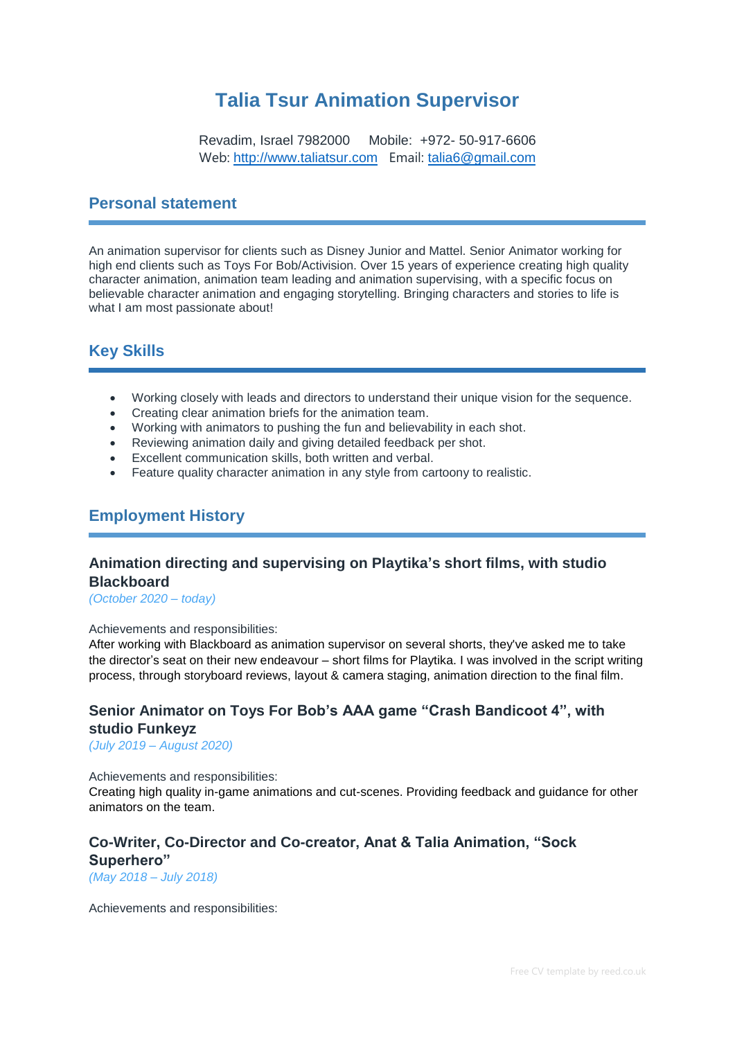# Talia Tsur Animation Supervisor

Revadim, Israel 7982000 Mobile: +972- 50-917-6606
Web: http://www.taliatsur.com Email: talia6@gmail.com

## Personal statement

An animation supervisor for clients such as Disney Junior and Mattel. Senior Animator working for high end clients such as Toys For Bob/Activision. Over 15 years of experience creating high quality character animation, animation team leading and animation supervising, with a specific focus on believable character animation and engaging storytelling. Bringing characters and stories to life is what I am most passionate about!

## Key Skills

- Working closely with leads and directors to understand their unique vision for the sequence.
- Creating clear animation briefs for the animation team.
- Working with animators to pushing the fun and believability in each shot.
- Reviewing animation daily and giving detailed feedback per shot.
- Excellent communication skills, both written and verbal.
- Feature quality character animation in any style from cartoony to realistic.

## Employment History

### Animation directing and supervising on Playtika's short films, with studio Blackboard

*(October 2020 – today)*

Achievements and responsibilities:
After working with Blackboard as animation supervisor on several shorts, they've asked me to take the director's seat on their new endeavour – short films for Playtika. I was involved in the script writing process, through storyboard reviews, layout & camera staging, animation direction to the final film.

### Senior Animator on Toys For Bob's AAA game "Crash Bandicoot 4", with studio Funkeyz

*(July 2019 – August 2020)*

Achievements and responsibilities:
Creating high quality in-game animations and cut-scenes. Providing feedback and guidance for other animators on the team.

### Co-Writer, Co-Director and Co-creator, Anat & Talia Animation, "Sock Superhero"

*(May 2018 – July 2018)*

Achievements and responsibilities: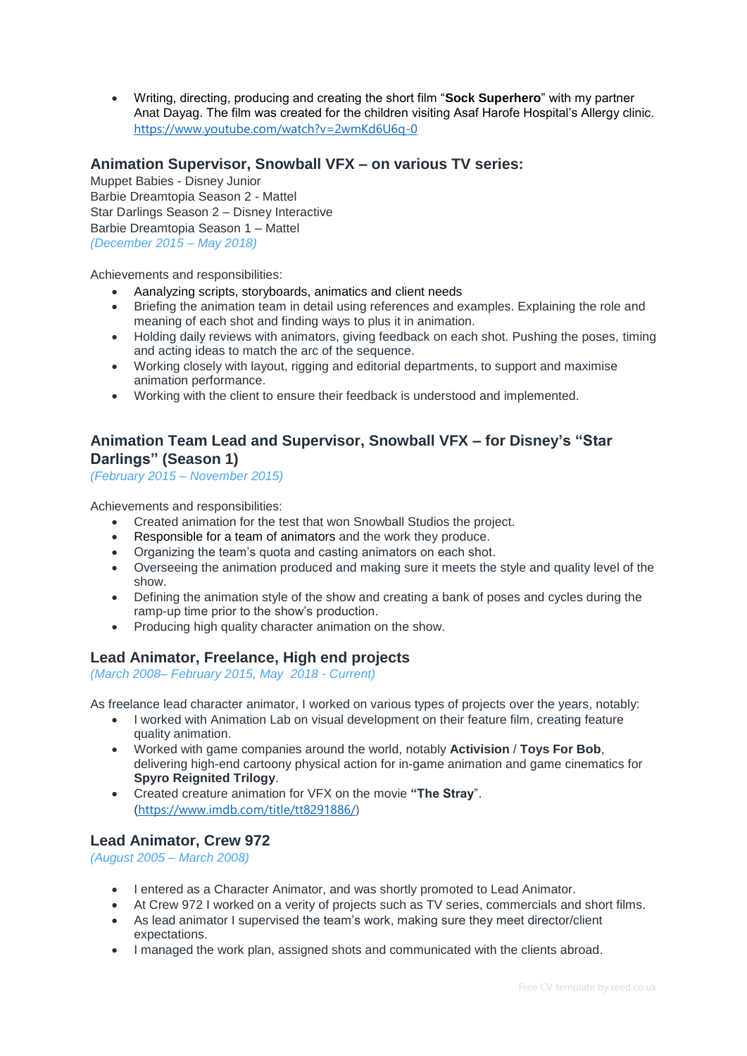- Writing, directing, producing and creating the short film "**Sock Superhero**" with my partner Anat Dayag. The film was created for the children visiting Asaf Harofe Hospital's Allergy clinic. https://www.youtube.com/watch?v=2wmKd6U6q-0

### Animation Supervisor, Snowball VFX – on various TV series:

Muppet Babies - Disney Junior
Barbie Dreamtopia Season 2 - Mattel
Star Darlings Season 2 – Disney Interactive
Barbie Dreamtopia Season 1 – Mattel
*(December 2015 – May 2018)*

Achievements and responsibilities:

- Aanalyzing scripts, storyboards, animatics and client needs
- Briefing the animation team in detail using references and examples. Explaining the role and meaning of each shot and finding ways to plus it in animation.
- Holding daily reviews with animators, giving feedback on each shot. Pushing the poses, timing and acting ideas to match the arc of the sequence.
- Working closely with layout, rigging and editorial departments, to support and maximise animation performance.
- Working with the client to ensure their feedback is understood and implemented.

### Animation Team Lead and Supervisor, Snowball VFX – for Disney's "Star Darlings" (Season 1)

*(February 2015 – November 2015)*

Achievements and responsibilities:

- Created animation for the test that won Snowball Studios the project.
- Responsible for a team of animators and the work they produce.
- Organizing the team's quota and casting animators on each shot.
- Overseeing the animation produced and making sure it meets the style and quality level of the show.
- Defining the animation style of the show and creating a bank of poses and cycles during the ramp-up time prior to the show's production.
- Producing high quality character animation on the show.

### Lead Animator, Freelance, High end projects

*(March 2008– February 2015, May 2018 - Current)*

As freelance lead character animator, I worked on various types of projects over the years, notably:

- I worked with Animation Lab on visual development on their feature film, creating feature quality animation.
- Worked with game companies around the world, notably **Activision** / **Toys For Bob**, delivering high-end cartoony physical action for in-game animation and game cinematics for **Spyro Reignited Trilogy**.
- Created creature animation for VFX on the movie **"The Stray**". (https://www.imdb.com/title/tt8291886/)

### Lead Animator, Crew 972

*(August 2005 – March 2008)*

- I entered as a Character Animator, and was shortly promoted to Lead Animator.
- At Crew 972 I worked on a verity of projects such as TV series, commercials and short films.
- As lead animator I supervised the team's work, making sure they meet director/client expectations.
- I managed the work plan, assigned shots and communicated with the clients abroad.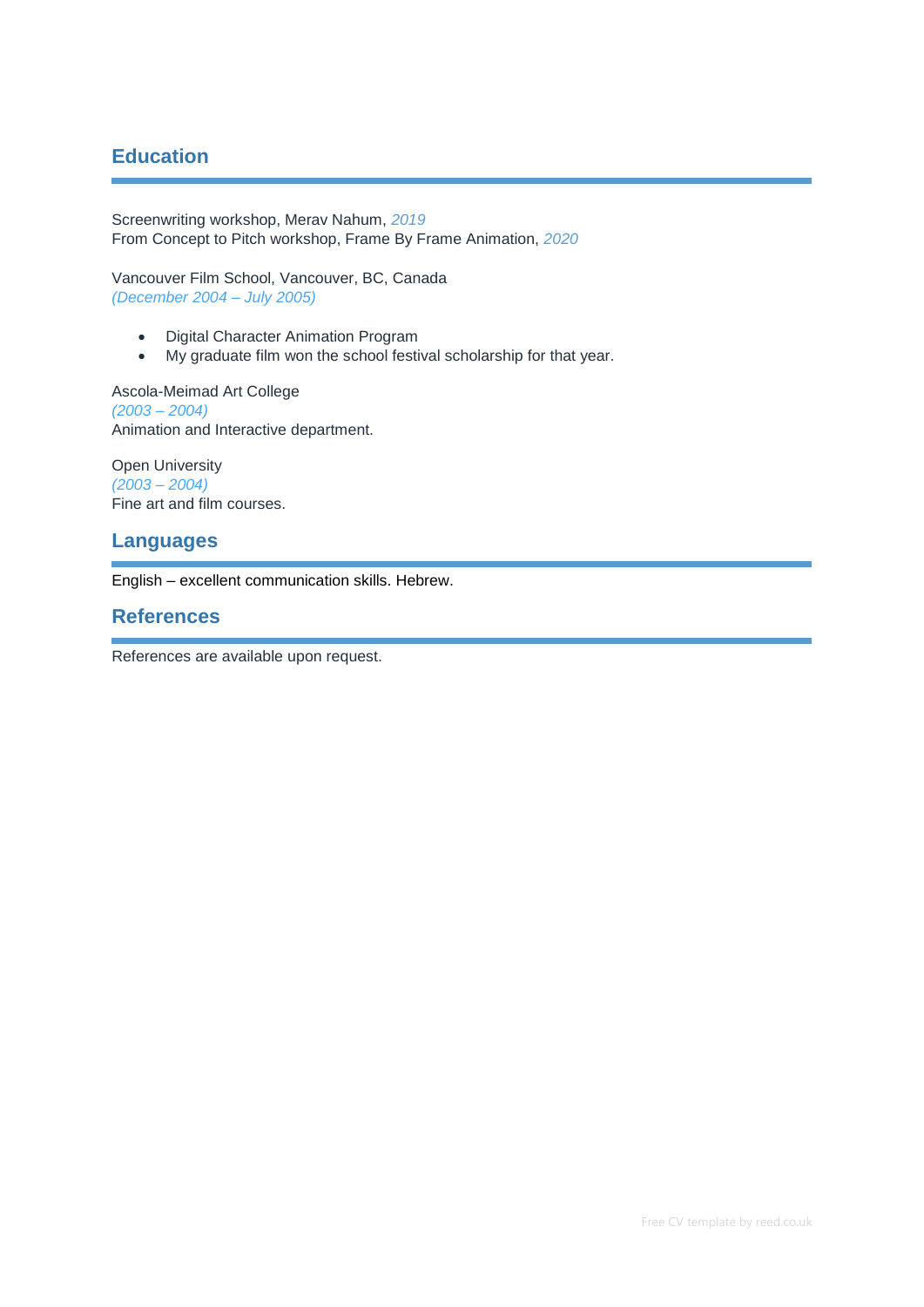## Education

Screenwriting workshop, Merav Nahum, *2019*
From Concept to Pitch workshop, Frame By Frame Animation, *2020*

Vancouver Film School, Vancouver, BC, Canada
*(December 2004 – July 2005)*

- Digital Character Animation Program
- My graduate film won the school festival scholarship for that year.

Ascola-Meimad Art College
*(2003 – 2004)*
Animation and Interactive department.

Open University
*(2003 – 2004)*
Fine art and film courses.

## Languages

English – excellent communication skills. Hebrew.

## References

References are available upon request.